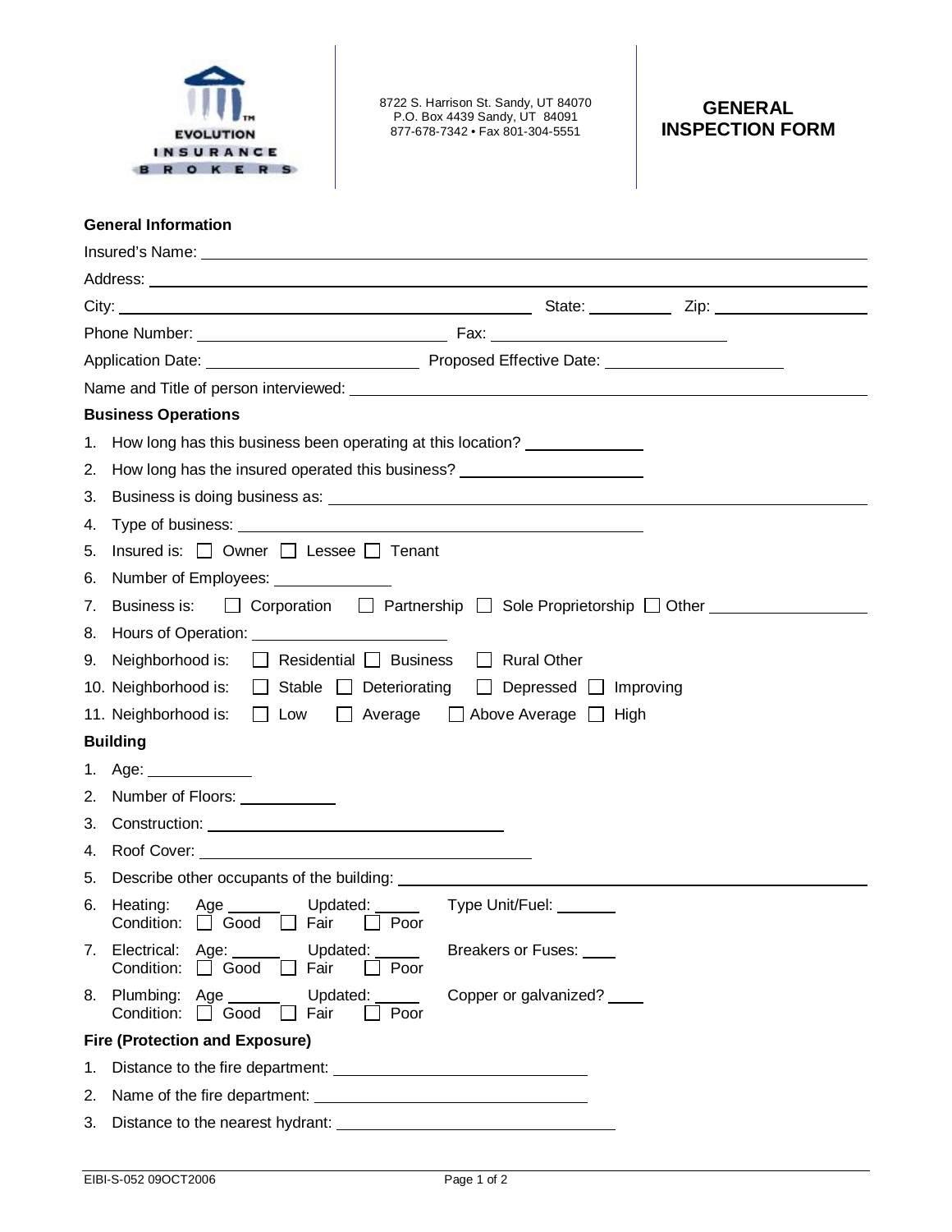EVOLUTION INSURANCE BROKERS

8722 S. Harrison St. Sandy, UT 84070
P.O. Box 4439 Sandy, UT 84091
877-678-7342 • Fax 801-304-5551

# GENERAL INSPECTION FORM

## General Information

Insured's Name: ____________________

Address: ____________________

City: ____________________ State: __________ Zip: __________

Phone Number: ____________________ Fax: ____________________

Application Date: ____________________ Proposed Effective Date: ____________________

Name and Title of person interviewed: ____________________

## Business Operations

1. How long has this business been operating at this location? __________
2. How long has the insured operated this business? __________
3. Business is doing business as: ____________________
4. Type of business: ____________________
5. Insured is: ☐ Owner ☐ Lessee ☐ Tenant
6. Number of Employees: __________
7. Business is: ☐ Corporation ☐ Partnership ☐ Sole Proprietorship ☐ Other __________
8. Hours of Operation: ____________________
9. Neighborhood is: ☐ Residential ☐ Business ☐ Rural Other
10. Neighborhood is: ☐ Stable ☐ Deteriorating ☐ Depressed ☐ Improving
11. Neighborhood is: ☐ Low ☐ Average ☐ Above Average ☐ High

## Building

1. Age: __________
2. Number of Floors: __________
3. Construction: ____________________
4. Roof Cover: ____________________
5. Describe other occupants of the building: ____________________
6. Heating: Age ______ Updated: ______ Type Unit/Fuel: ______
   Condition: ☐ Good ☐ Fair ☐ Poor
7. Electrical: Age: ______ Updated: ______ Breakers or Fuses: ____
   Condition: ☐ Good ☐ Fair ☐ Poor
8. Plumbing: Age ______ Updated: ______ Copper or galvanized? ____
   Condition: ☐ Good ☐ Fair ☐ Poor

## Fire (Protection and Exposure)

1. Distance to the fire department: ____________________
2. Name of the fire department: ____________________
3. Distance to the nearest hydrant: ____________________

EIBI-S-052 09OCT2006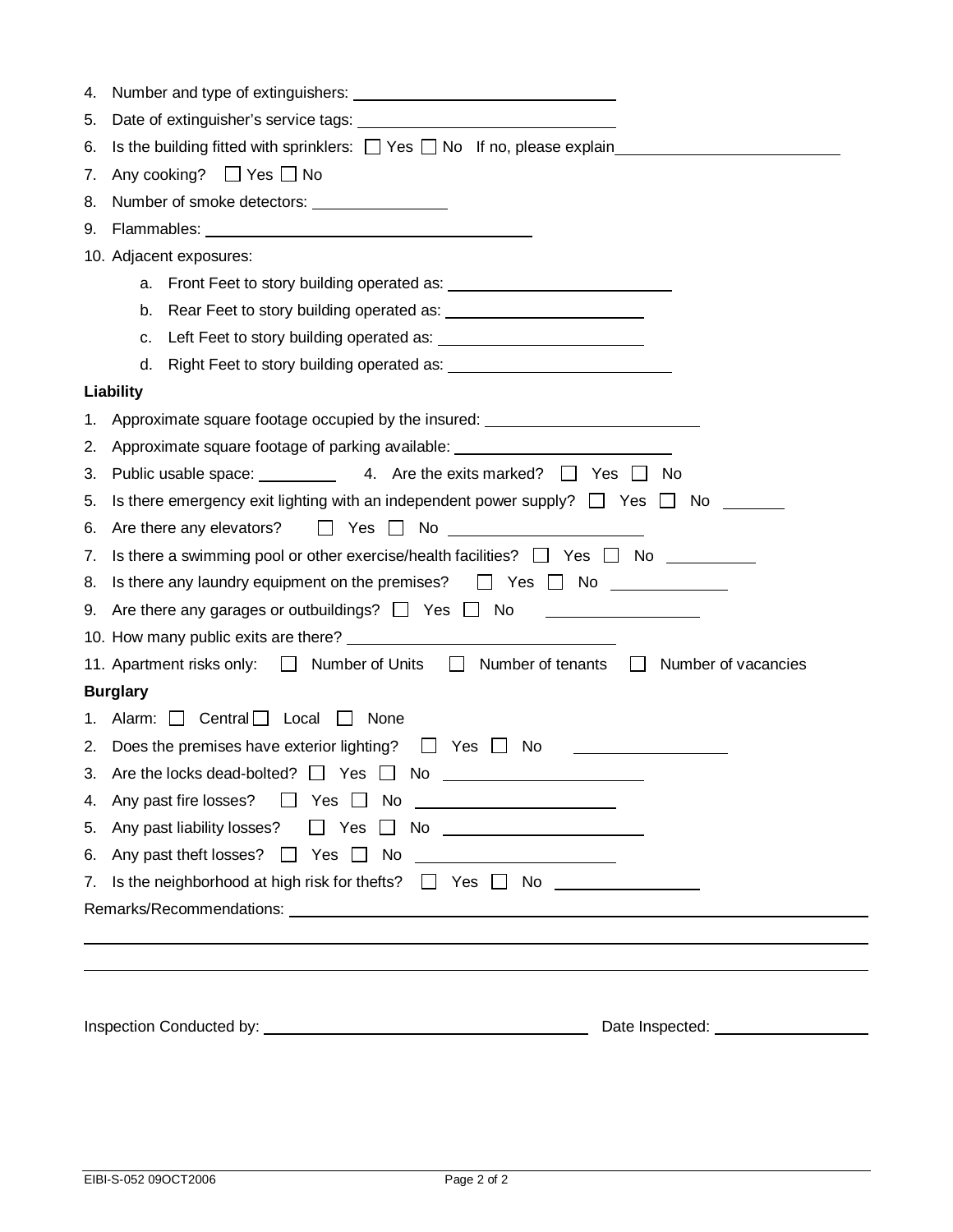4. Number and type of extinguishers: ______________________________
5. Date of extinguisher's service tags: ______________________________
6. Is the building fitted with sprinklers: ☐ Yes ☐ No If no, please explain________________________
7. Any cooking? ☐ Yes ☐ No
8. Number of smoke detectors: _______________
9. Flammables: ______________________________________
10. Adjacent exposures:
    a. Front Feet to story building operated as: _________________________
    b. Rear Feet to story building operated as: _______________________
    c. Left Feet to story building operated as: _______________________
    d. Right Feet to story building operated as: _________________________

**Liability**

1. Approximate square footage occupied by the insured: ________________________
2. Approximate square footage of parking available: _________________________
3. Public usable space: _________ 4. Are the exits marked? ☐ Yes ☐ No
5. Is there emergency exit lighting with an independent power supply? ☐ Yes ☐ No _______
6. Are there any elevators? ☐ Yes ☐ No ____________________
7. Is there a swimming pool or other exercise/health facilities? ☐ Yes ☐ No __________
8. Is there any laundry equipment on the premises? ☐ Yes ☐ No _____________
9. Are there any garages or outbuildings? ☐ Yes ☐ No _________________
10. How many public exits are there? ______________________________
11. Apartment risks only: ☐ Number of Units ☐ Number of tenants ☐ Number of vacancies

**Burglary**

1. Alarm: ☐ Central ☐ Local ☐ None
2. Does the premises have exterior lighting? ☐ Yes ☐ No _________________
3. Are the locks dead-bolted? ☐ Yes ☐ No ______________________
4. Any past fire losses? ☐ Yes ☐ No ______________________
5. Any past liability losses? ☐ Yes ☐ No ______________________
6. Any past theft losses? ☐ Yes ☐ No ______________________
7. Is the neighborhood at high risk for thefts? ☐ Yes ☐ No ________________

Remarks/Recommendations: ____________________________________________________________

______________________________________________________________________________

______________________________________________________________________________

Inspection Conducted by: ____________________________________ Date Inspected: __________________

EIBI-S-052 09OCT2006